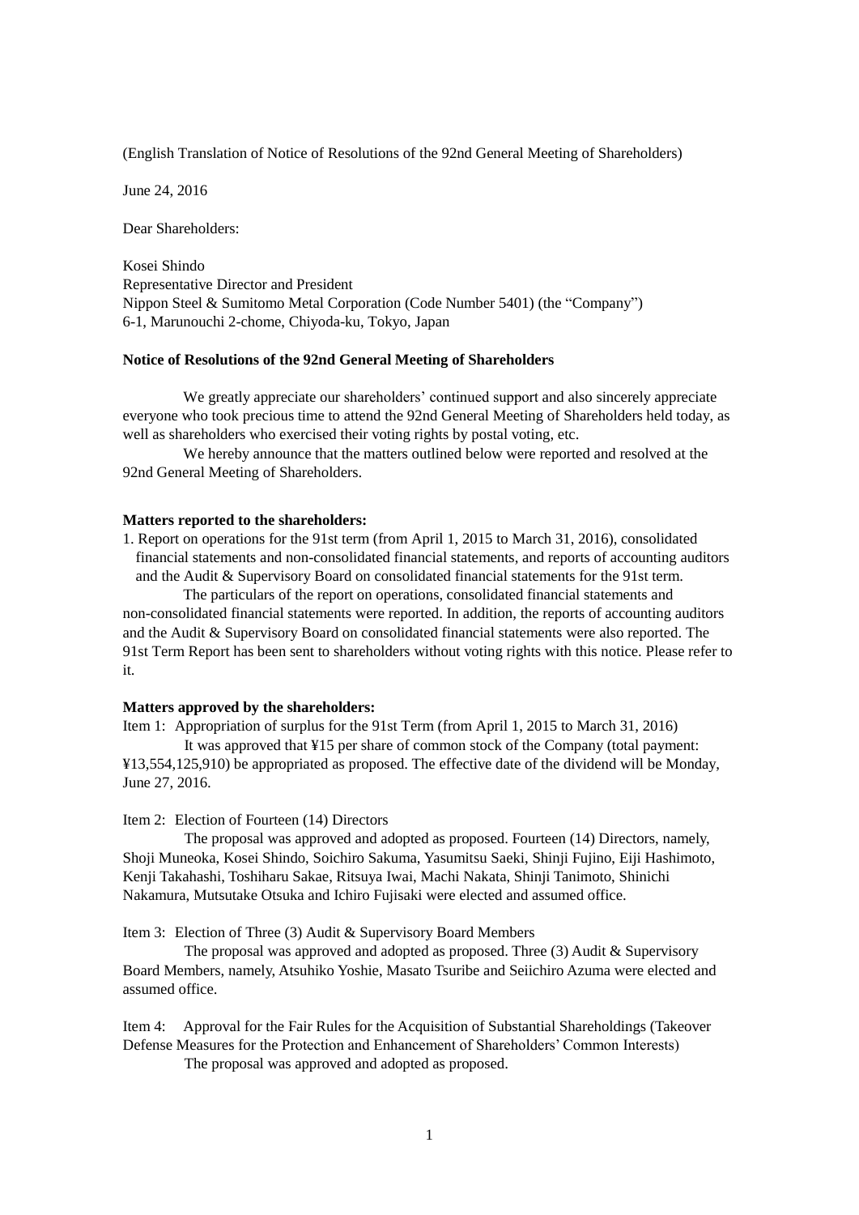(English Translation of Notice of Resolutions of the 92nd General Meeting of Shareholders)

June 24, 2016

Dear Shareholders:

Kosei Shindo
Representative Director and President
Nippon Steel & Sumitomo Metal Corporation (Code Number 5401) (the "Company")
6-1, Marunouchi 2-chome, Chiyoda-ku, Tokyo, Japan

**Notice of Resolutions of the 92nd General Meeting of Shareholders**

We greatly appreciate our shareholders' continued support and also sincerely appreciate everyone who took precious time to attend the 92nd General Meeting of Shareholders held today, as well as shareholders who exercised their voting rights by postal voting, etc.

We hereby announce that the matters outlined below were reported and resolved at the 92nd General Meeting of Shareholders.

**Matters reported to the shareholders:**

1. Report on operations for the 91st term (from April 1, 2015 to March 31, 2016), consolidated financial statements and non-consolidated financial statements, and reports of accounting auditors and the Audit & Supervisory Board on consolidated financial statements for the 91st term.

The particulars of the report on operations, consolidated financial statements and non-consolidated financial statements were reported. In addition, the reports of accounting auditors and the Audit & Supervisory Board on consolidated financial statements were also reported. The 91st Term Report has been sent to shareholders without voting rights with this notice. Please refer to it.

**Matters approved by the shareholders:**

Item 1: Appropriation of surplus for the 91st Term (from April 1, 2015 to March 31, 2016)

It was approved that ¥15 per share of common stock of the Company (total payment: ¥13,554,125,910) be appropriated as proposed. The effective date of the dividend will be Monday, June 27, 2016.

Item 2: Election of Fourteen (14) Directors

The proposal was approved and adopted as proposed. Fourteen (14) Directors, namely, Shoji Muneoka, Kosei Shindo, Soichiro Sakuma, Yasumitsu Saeki, Shinji Fujino, Eiji Hashimoto, Kenji Takahashi, Toshiharu Sakae, Ritsuya Iwai, Machi Nakata, Shinji Tanimoto, Shinichi Nakamura, Mutsutake Otsuka and Ichiro Fujisaki were elected and assumed office.

Item 3: Election of Three (3) Audit & Supervisory Board Members

The proposal was approved and adopted as proposed. Three (3) Audit & Supervisory Board Members, namely, Atsuhiko Yoshie, Masato Tsuribe and Seiichiro Azuma were elected and assumed office.

Item 4: Approval for the Fair Rules for the Acquisition of Substantial Shareholdings (Takeover Defense Measures for the Protection and Enhancement of Shareholders' Common Interests)

The proposal was approved and adopted as proposed.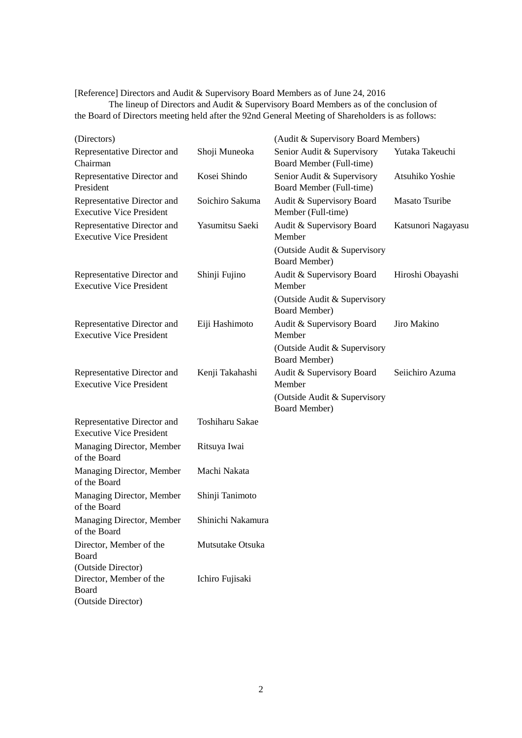[Reference] Directors and Audit & Supervisory Board Members as of June 24, 2016

The lineup of Directors and Audit & Supervisory Board Members as of the conclusion of the Board of Directors meeting held after the 92nd General Meeting of Shareholders is as follows:

| (Directors) | | (Audit & Supervisory Board Members) | |
|---|---|---|---|
| Representative Director and Chairman | Shoji Muneoka | Senior Audit & Supervisory Board Member (Full-time) | Yutaka Takeuchi |
| Representative Director and President | Kosei Shindo | Senior Audit & Supervisory Board Member (Full-time) | Atsuhiko Yoshie |
| Representative Director and Executive Vice President | Soichiro Sakuma | Audit & Supervisory Board Member (Full-time) | Masato Tsuribe |
| Representative Director and Executive Vice President | Yasumitsu Saeki | Audit & Supervisory Board Member (Outside Audit & Supervisory Board Member) | Katsunori Nagayasu |
| Representative Director and Executive Vice President | Shinji Fujino | Audit & Supervisory Board Member (Outside Audit & Supervisory Board Member) | Hiroshi Obayashi |
| Representative Director and Executive Vice President | Eiji Hashimoto | Audit & Supervisory Board Member (Outside Audit & Supervisory Board Member) | Jiro Makino |
| Representative Director and Executive Vice President | Kenji Takahashi | Audit & Supervisory Board Member (Outside Audit & Supervisory Board Member) | Seiichiro Azuma |
| Representative Director and Executive Vice President | Toshiharu Sakae | | |
| Managing Director, Member of the Board | Ritsuya Iwai | | |
| Managing Director, Member of the Board | Machi Nakata | | |
| Managing Director, Member of the Board | Shinji Tanimoto | | |
| Managing Director, Member of the Board | Shinichi Nakamura | | |
| Director, Member of the Board (Outside Director) | Mutsutake Otsuka | | |
| Director, Member of the Board (Outside Director) | Ichiro Fujisaki | | |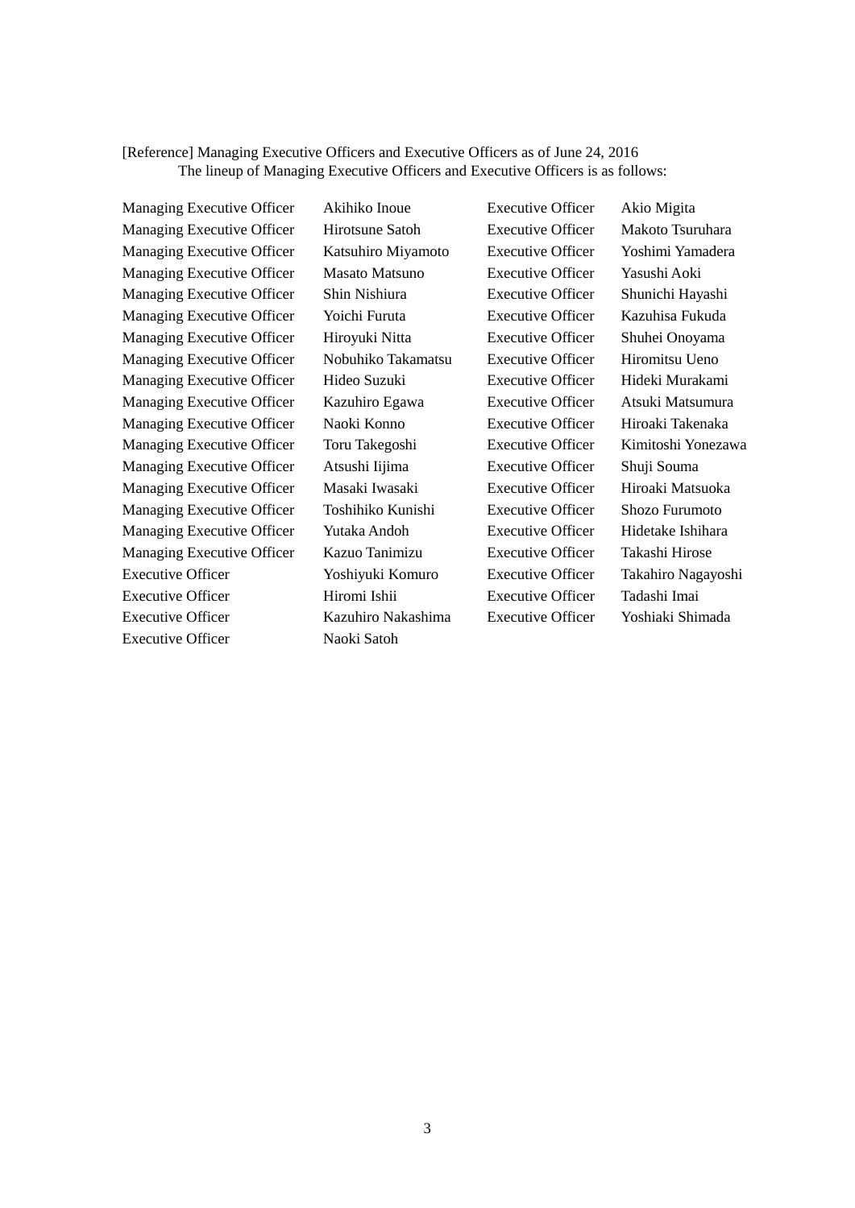[Reference] Managing Executive Officers and Executive Officers as of June 24, 2016

The lineup of Managing Executive Officers and Executive Officers is as follows:

| | | | |
|---|---|---|---|
| Managing Executive Officer | Akihiko Inoue | Executive Officer | Akio Migita |
| Managing Executive Officer | Hirotsune Satoh | Executive Officer | Makoto Tsuruhara |
| Managing Executive Officer | Katsuhiro Miyamoto | Executive Officer | Yoshimi Yamadera |
| Managing Executive Officer | Masato Matsuno | Executive Officer | Yasushi Aoki |
| Managing Executive Officer | Shin Nishiura | Executive Officer | Shunichi Hayashi |
| Managing Executive Officer | Yoichi Furuta | Executive Officer | Kazuhisa Fukuda |
| Managing Executive Officer | Hiroyuki Nitta | Executive Officer | Shuhei Onoyama |
| Managing Executive Officer | Nobuhiko Takamatsu | Executive Officer | Hiromitsu Ueno |
| Managing Executive Officer | Hideo Suzuki | Executive Officer | Hideki Murakami |
| Managing Executive Officer | Kazuhiro Egawa | Executive Officer | Atsuki Matsumura |
| Managing Executive Officer | Naoki Konno | Executive Officer | Hiroaki Takenaka |
| Managing Executive Officer | Toru Takegoshi | Executive Officer | Kimitoshi Yonezawa |
| Managing Executive Officer | Atsushi Iijima | Executive Officer | Shuji Souma |
| Managing Executive Officer | Masaki Iwasaki | Executive Officer | Hiroaki Matsuoka |
| Managing Executive Officer | Toshihiko Kunishi | Executive Officer | Shozo Furumoto |
| Managing Executive Officer | Yutaka Andoh | Executive Officer | Hidetake Ishihara |
| Managing Executive Officer | Kazuo Tanimizu | Executive Officer | Takashi Hirose |
| Executive Officer | Yoshiyuki Komuro | Executive Officer | Takahiro Nagayoshi |
| Executive Officer | Hiromi Ishii | Executive Officer | Tadashi Imai |
| Executive Officer | Kazuhiro Nakashima | Executive Officer | Yoshiaki Shimada |
| Executive Officer | Naoki Satoh | | |